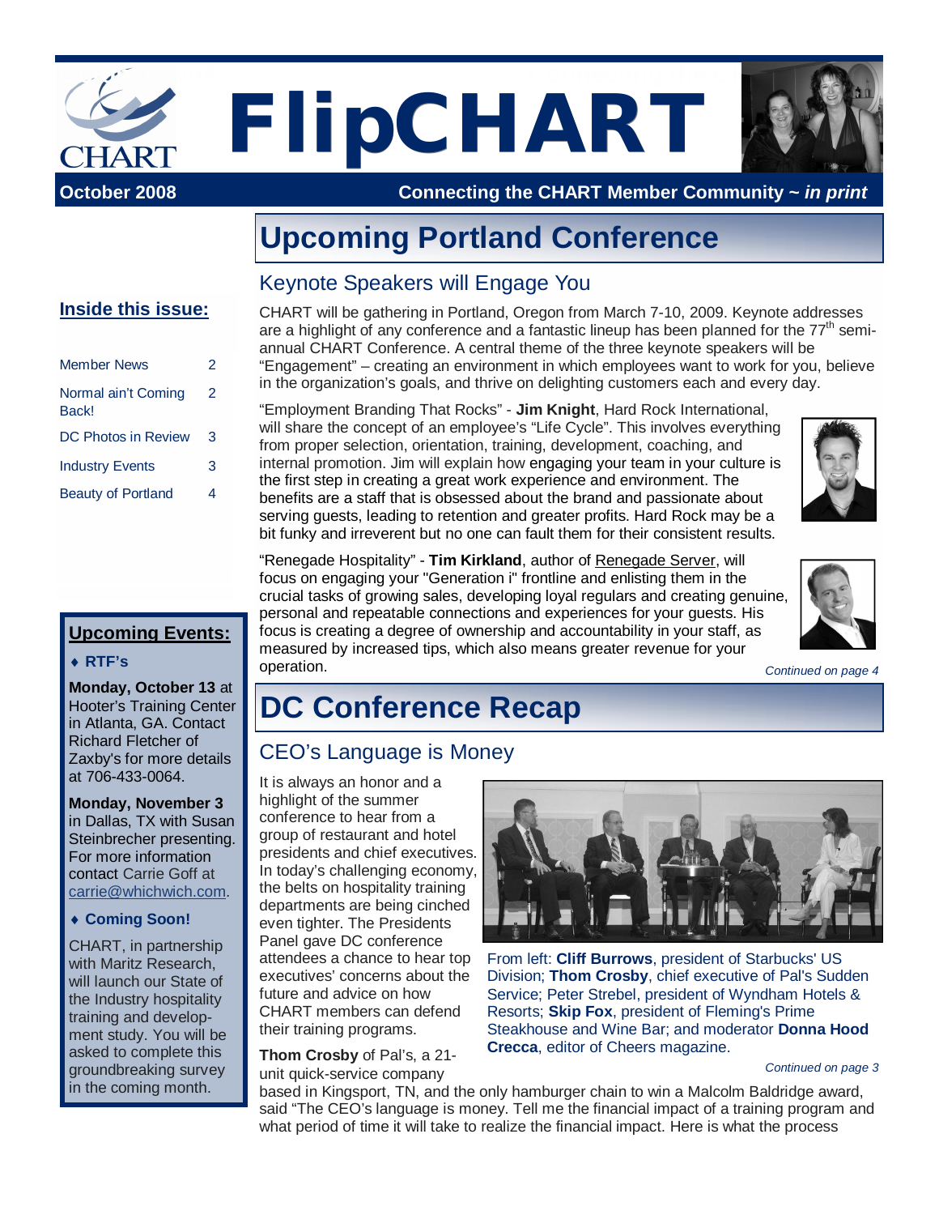# FlipCHART

**October 2008** — **Connecting the CHART Member Community ~ *in print***

## Inside this issue:

| | |
|---|---|
| Member News | 2 |
| Normal ain't Coming Back! | 2 |
| DC Photos in Review | 3 |
| Industry Events | 3 |
| Beauty of Portland | 4 |

# Upcoming Portland Conference

## Keynote Speakers will Engage You

CHART will be gathering in Portland, Oregon from March 7-10, 2009. Keynote addresses are a highlight of any conference and a fantastic lineup has been planned for the 77th semi-annual CHART Conference. A central theme of the three keynote speakers will be "Engagement" – creating an environment in which employees want to work for you, believe in the organization's goals, and thrive on delighting customers each and every day.

"Employment Branding That Rocks" - **Jim Knight**, Hard Rock International, will share the concept of an employee's "Life Cycle". This involves everything from proper selection, orientation, training, development, coaching, and internal promotion. Jim will explain how engaging your team in your culture is the first step in creating a great work experience and environment. The benefits are a staff that is obsessed about the brand and passionate about serving guests, leading to retention and greater profits. Hard Rock may be a bit funky and irreverent but no one can fault them for their consistent results.

"Renegade Hospitality" - **Tim Kirkland**, author of Renegade Server, will focus on engaging your "Generation i" frontline and enlisting them in the crucial tasks of growing sales, developing loyal regulars and creating genuine, personal and repeatable connections and experiences for your guests. His focus is creating a degree of ownership and accountability in your staff, as measured by increased tips, which also means greater revenue for your operation.

*Continued on page 4*

# DC Conference Recap

## CEO's Language is Money

It is always an honor and a highlight of the summer conference to hear from a group of restaurant and hotel presidents and chief executives. In today's challenging economy, the belts on hospitality training departments are being cinched even tighter. The Presidents Panel gave DC conference attendees a chance to hear top executives' concerns about the future and advice on how CHART members can defend their training programs.

From left: **Cliff Burrows**, president of Starbucks' US Division; **Thom Crosby**, chief executive of Pal's Sudden Service; Peter Strebel, president of Wyndham Hotels & Resorts; **Skip Fox**, president of Fleming's Prime Steakhouse and Wine Bar; and moderator **Donna Hood Crecca**, editor of Cheers magazine.

**Thom Crosby** of Pal's, a 21-unit quick-service company based in Kingsport, TN, and the only hamburger chain to win a Malcolm Baldridge award, said "The CEO's language is money. Tell me the financial impact of a training program and what period of time it will take to realize the financial impact. Here is what the process

*Continued on page 3*

## Upcoming Events:

- **RTF's**

**Monday, October 13** at Hooter's Training Center in Atlanta, GA. Contact Richard Fletcher of Zaxby's for more details at 706-433-0064.

**Monday, November 3** in Dallas, TX with Susan Steinbrecher presenting. For more information contact Carrie Goff at carrie@whichwich.com.

- **Coming Soon!**

CHART, in partnership with Maritz Research, will launch our State of the Industry hospitality training and development study. You will be asked to complete this groundbreaking survey in the coming month.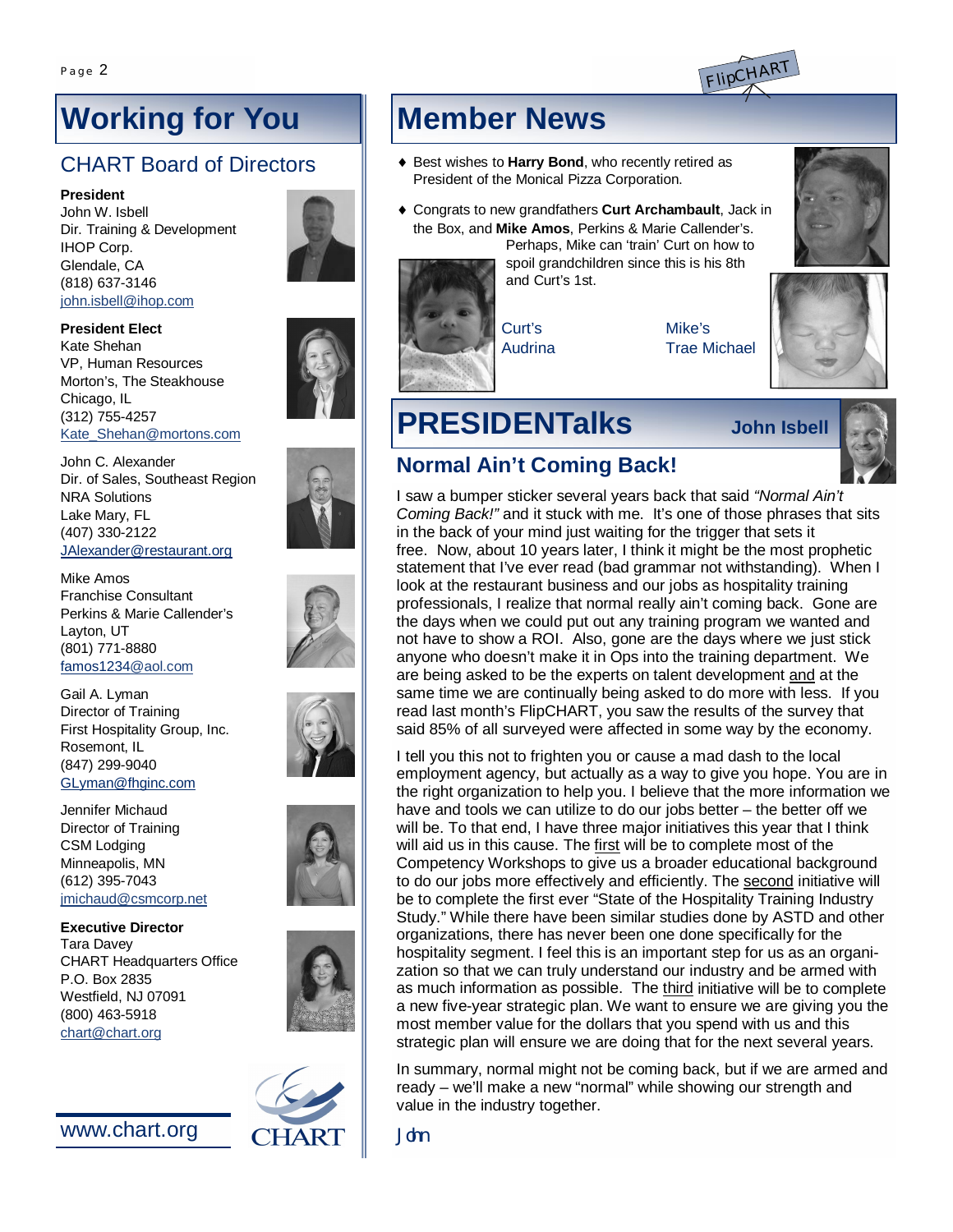# Working for You

## CHART Board of Directors

**President**
John W. Isbell
Dir. Training & Development
IHOP Corp.
Glendale, CA
(818) 637-3146
john.isbell@ihop.com

**President Elect**
Kate Shehan
VP, Human Resources
Morton's, The Steakhouse
Chicago, IL
(312) 755-4257
Kate_Shehan@mortons.com

John C. Alexander
Dir. of Sales, Southeast Region
NRA Solutions
Lake Mary, FL
(407) 330-2122
JAlexander@restaurant.org

Mike Amos
Franchise Consultant
Perkins & Marie Callender's
Layton, UT
(801) 771-8880
famos1234@aol.com

Gail A. Lyman
Director of Training
First Hospitality Group, Inc.
Rosemont, IL
(847) 299-9040
GLyman@fhginc.com

Jennifer Michaud
Director of Training
CSM Lodging
Minneapolis, MN
(612) 395-7043
jmichaud@csmcorp.net

**Executive Director**
Tara Davey
CHART Headquarters Office
P.O. Box 2835
Westfield, NJ 07091
(800) 463-5918
chart@chart.org

www.chart.org

CHART

# Member News

- Best wishes to **Harry Bond**, who recently retired as President of the Monical Pizza Corporation.
- Congrats to new grandfathers **Curt Archambault**, Jack in the Box, and **Mike Amos**, Perkins & Marie Callender's. Perhaps, Mike can 'train' Curt on how to spoil grandchildren since this is his 8th and Curt's 1st.

Curt's Audrina

Mike's Trae Michael

# PRESIDENTalks

**John Isbell**

## Normal Ain't Coming Back!

I saw a bumper sticker several years back that said *"Normal Ain't Coming Back!"* and it stuck with me. It's one of those phrases that sits in the back of your mind just waiting for the trigger that sets it free. Now, about 10 years later, I think it might be the most prophetic statement that I've ever read (bad grammar not withstanding). When I look at the restaurant business and our jobs as hospitality training professionals, I realize that normal really ain't coming back. Gone are the days when we could put out any training program we wanted and not have to show a ROI. Also, gone are the days where we just stick anyone who doesn't make it in Ops into the training department. We are being asked to be the experts on talent development and at the same time we are continually being asked to do more with less. If you read last month's FlipCHART, you saw the results of the survey that said 85% of all surveyed were affected in some way by the economy.

I tell you this not to frighten you or cause a mad dash to the local employment agency, but actually as a way to give you hope. You are in the right organization to help you. I believe that the more information we have and tools we can utilize to do our jobs better – the better off we will be. To that end, I have three major initiatives this year that I think will aid us in this cause. The first will be to complete most of the Competency Workshops to give us a broader educational background to do our jobs more effectively and efficiently. The second initiative will be to complete the first ever "State of the Hospitality Training Industry Study." While there have been similar studies done by ASTD and other organizations, there has never been one done specifically for the hospitality segment. I feel this is an important step for us as an organization so that we can truly understand our industry and be armed with as much information as possible. The third initiative will be to complete a new five-year strategic plan. We want to ensure we are giving you the most member value for the dollars that you spend with us and this strategic plan will ensure we are doing that for the next several years.

In summary, normal might not be coming back, but if we are armed and ready – we'll make a new "normal" while showing our strength and value in the industry together.

*John*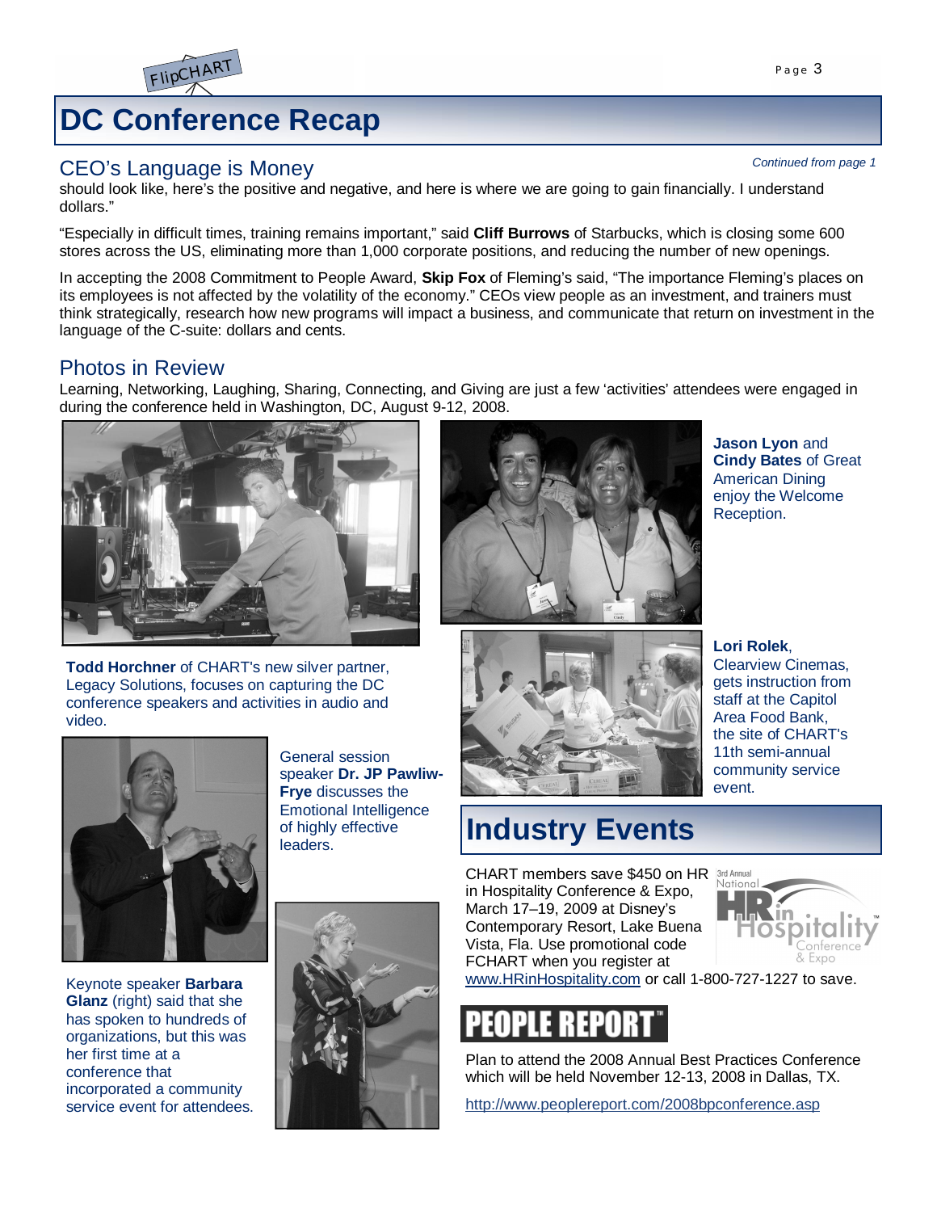# DC Conference Recap

## CEO's Language is Money

*Continued from page 1*

should look like, here's the positive and negative, and here is where we are going to gain financially. I understand dollars."

"Especially in difficult times, training remains important," said **Cliff Burrows** of Starbucks, which is closing some 600 stores across the US, eliminating more than 1,000 corporate positions, and reducing the number of new openings.

In accepting the 2008 Commitment to People Award, **Skip Fox** of Fleming's said, "The importance Fleming's places on its employees is not affected by the volatility of the economy." CEOs view people as an investment, and trainers must think strategically, research how new programs will impact a business, and communicate that return on investment in the language of the C-suite: dollars and cents.

## Photos in Review

Learning, Networking, Laughing, Sharing, Connecting, and Giving are just a few 'activities' attendees were engaged in during the conference held in Washington, DC, August 9-12, 2008.

**Todd Horchner** of CHART's new silver partner, Legacy Solutions, focuses on capturing the DC conference speakers and activities in audio and video.

General session speaker **Dr. JP Pawliw-Frye** discusses the Emotional Intelligence of highly effective leaders.

Keynote speaker **Barbara Glanz** (right) said that she has spoken to hundreds of organizations, but this was her first time at a conference that incorporated a community service event for attendees.

**Jason Lyon** and **Cindy Bates** of Great American Dining enjoy the Welcome Reception.

**Lori Rolek**, Clearview Cinemas, gets instruction from staff at the Capitol Area Food Bank, the site of CHART's 11th semi-annual community service event.

# Industry Events

CHART members save $450 on HR in Hospitality Conference & Expo, March 17–19, 2009 at Disney's Contemporary Resort, Lake Buena Vista, Fla. Use promotional code FCHART when you register at www.HRinHospitality.com or call 1-800-727-1227 to save.

**PEOPLE REPORT™**

Plan to attend the 2008 Annual Best Practices Conference which will be held November 12-13, 2008 in Dallas, TX.

http://www.peoplereport.com/2008bpconference.asp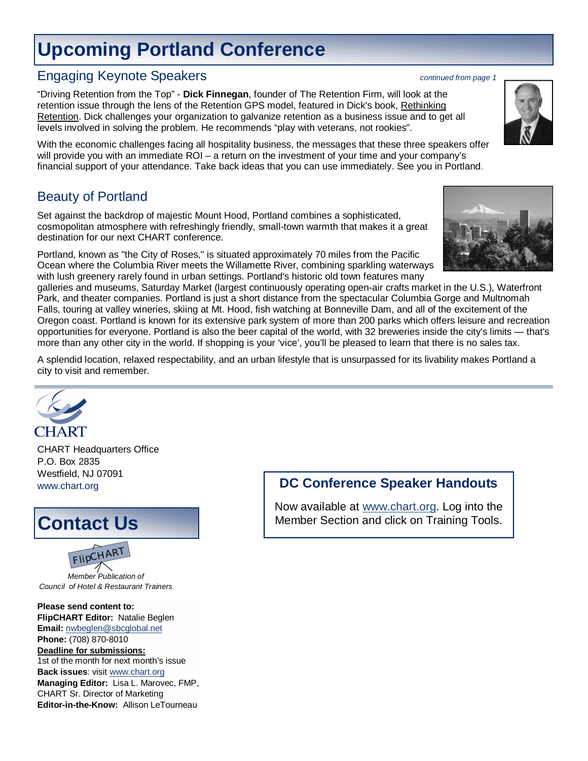# Upcoming Portland Conference

## Engaging Keynote Speakers

*continued from page 1*

"Driving Retention from the Top" - **Dick Finnegan**, founder of The Retention Firm, will look at the retention issue through the lens of the Retention GPS model, featured in Dick's book, Rethinking Retention. Dick challenges your organization to galvanize retention as a business issue and to get all levels involved in solving the problem. He recommends "play with veterans, not rookies".

With the economic challenges facing all hospitality business, the messages that these three speakers offer will provide you with an immediate ROI – a return on the investment of your time and your company's financial support of your attendance. Take back ideas that you can use immediately. See you in Portland.

## Beauty of Portland

Set against the backdrop of majestic Mount Hood, Portland combines a sophisticated, cosmopolitan atmosphere with refreshingly friendly, small-town warmth that makes it a great destination for our next CHART conference.

Portland, known as "the City of Roses," is situated approximately 70 miles from the Pacific Ocean where the Columbia River meets the Willamette River, combining sparkling waterways with lush greenery rarely found in urban settings. Portland's historic old town features many galleries and museums, Saturday Market (largest continuously operating open-air crafts market in the U.S.), Waterfront Park, and theater companies. Portland is just a short distance from the spectacular Columbia Gorge and Multnomah Falls, touring at valley wineries, skiing at Mt. Hood, fish watching at Bonneville Dam, and all of the excitement of the Oregon coast. Portland is known for its extensive park system of more than 200 parks which offers leisure and recreation opportunities for everyone. Portland is also the beer capital of the world, with 32 breweries inside the city's limits — that's more than any other city in the world. If shopping is your 'vice', you'll be pleased to learn that there is no sales tax.

A splendid location, relaxed respectability, and an urban lifestyle that is unsurpassed for its livability makes Portland a city to visit and remember.

---

CHART

CHART Headquarters Office
P.O. Box 2835
Westfield, NJ 07091
www.chart.org

## DC Conference Speaker Handouts

Now available at www.chart.org. Log into the Member Section and click on Training Tools.

## Contact Us

FlipCHART

*Member Publication of Council of Hotel & Restaurant Trainers*

**Please send content to:**
**FlipCHART Editor:** Natalie Beglen
**Email:** nwbeglen@sbcglobal.net
**Phone:** (708) 870-8010
**Deadline for submissions:**
1st of the month for next month's issue
**Back issues**: visit www.chart.org
**Managing Editor:** Lisa L. Marovec, FMP, CHART Sr. Director of Marketing
**Editor-in-the-Know:** Allison LeTourneau